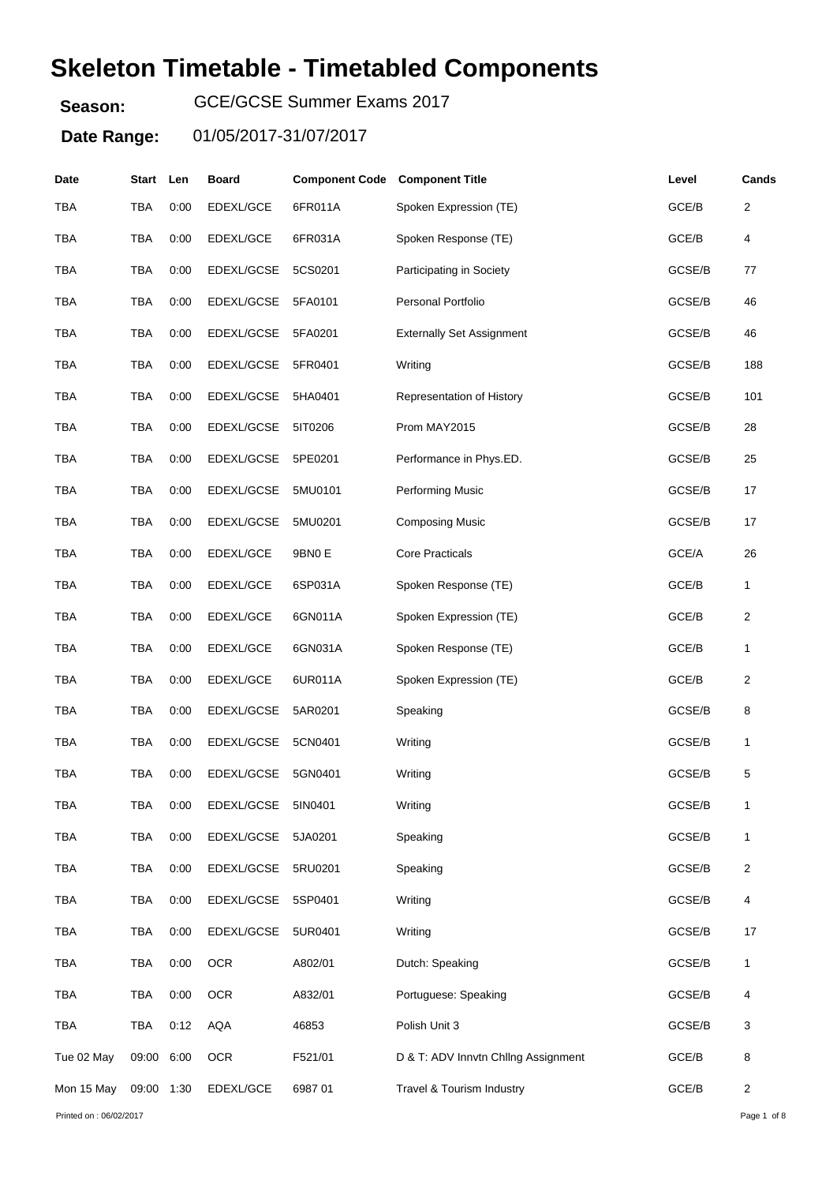# Skeleton Timetable - Timetabled Components

**Season:** GCE/GCSE Summer Exams 2017

**Date Range:** 01/05/2017-31/07/2017

| Date | Start | Len | Board | Component Code | Component Title | Level | Cands |
|---|---|---|---|---|---|---|---|
| TBA | TBA | 0:00 | EDEXL/GCE | 6FR011A | Spoken Expression (TE) | GCE/B | 2 |
| TBA | TBA | 0:00 | EDEXL/GCE | 6FR031A | Spoken Response (TE) | GCE/B | 4 |
| TBA | TBA | 0:00 | EDEXL/GCSE | 5CS0201 | Participating in Society | GCSE/B | 77 |
| TBA | TBA | 0:00 | EDEXL/GCSE | 5FA0101 | Personal Portfolio | GCSE/B | 46 |
| TBA | TBA | 0:00 | EDEXL/GCSE | 5FA0201 | Externally Set Assignment | GCSE/B | 46 |
| TBA | TBA | 0:00 | EDEXL/GCSE | 5FR0401 | Writing | GCSE/B | 188 |
| TBA | TBA | 0:00 | EDEXL/GCSE | 5HA0401 | Representation of History | GCSE/B | 101 |
| TBA | TBA | 0:00 | EDEXL/GCSE | 5IT0206 | Prom MAY2015 | GCSE/B | 28 |
| TBA | TBA | 0:00 | EDEXL/GCSE | 5PE0201 | Performance in Phys.ED. | GCSE/B | 25 |
| TBA | TBA | 0:00 | EDEXL/GCSE | 5MU0101 | Performing Music | GCSE/B | 17 |
| TBA | TBA | 0:00 | EDEXL/GCSE | 5MU0201 | Composing Music | GCSE/B | 17 |
| TBA | TBA | 0:00 | EDEXL/GCE | 9BN0 E | Core Practicals | GCE/A | 26 |
| TBA | TBA | 0:00 | EDEXL/GCE | 6SP031A | Spoken Response (TE) | GCE/B | 1 |
| TBA | TBA | 0:00 | EDEXL/GCE | 6GN011A | Spoken Expression (TE) | GCE/B | 2 |
| TBA | TBA | 0:00 | EDEXL/GCE | 6GN031A | Spoken Response (TE) | GCE/B | 1 |
| TBA | TBA | 0:00 | EDEXL/GCE | 6UR011A | Spoken Expression (TE) | GCE/B | 2 |
| TBA | TBA | 0:00 | EDEXL/GCSE | 5AR0201 | Speaking | GCSE/B | 8 |
| TBA | TBA | 0:00 | EDEXL/GCSE | 5CN0401 | Writing | GCSE/B | 1 |
| TBA | TBA | 0:00 | EDEXL/GCSE | 5GN0401 | Writing | GCSE/B | 5 |
| TBA | TBA | 0:00 | EDEXL/GCSE | 5IN0401 | Writing | GCSE/B | 1 |
| TBA | TBA | 0:00 | EDEXL/GCSE | 5JA0201 | Speaking | GCSE/B | 1 |
| TBA | TBA | 0:00 | EDEXL/GCSE | 5RU0201 | Speaking | GCSE/B | 2 |
| TBA | TBA | 0:00 | EDEXL/GCSE | 5SP0401 | Writing | GCSE/B | 4 |
| TBA | TBA | 0:00 | EDEXL/GCSE | 5UR0401 | Writing | GCSE/B | 17 |
| TBA | TBA | 0:00 | OCR | A802/01 | Dutch: Speaking | GCSE/B | 1 |
| TBA | TBA | 0:00 | OCR | A832/01 | Portuguese: Speaking | GCSE/B | 4 |
| TBA | TBA | 0:12 | AQA | 46853 | Polish Unit 3 | GCSE/B | 3 |
| Tue 02 May | 09:00 | 6:00 | OCR | F521/01 | D & T: ADV Innvtn Chllng Assignment | GCE/B | 8 |
| Mon 15 May | 09:00 | 1:30 | EDEXL/GCE | 6987 01 | Travel & Tourism Industry | GCE/B | 2 |

Printed on : 06/02/2017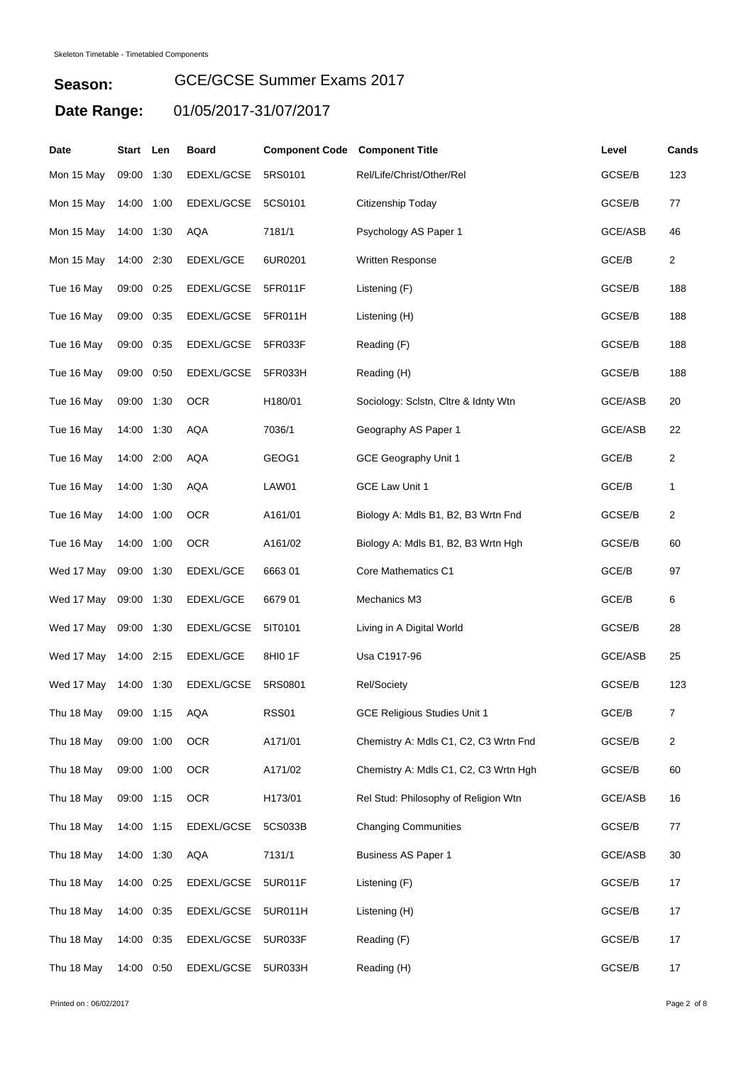Skeleton Timetable - Timetabled Components

**Season:** GCE/GCSE Summer Exams 2017

**Date Range:** 01/05/2017-31/07/2017

| Date | Start | Len | Board | Component Code | Component Title | Level | Cands |
|---|---|---|---|---|---|---|---|
| Mon 15 May | 09:00 | 1:30 | EDEXL/GCSE | 5RS0101 | Rel/Life/Christ/Other/Rel | GCSE/B | 123 |
| Mon 15 May | 14:00 | 1:00 | EDEXL/GCSE | 5CS0101 | Citizenship Today | GCSE/B | 77 |
| Mon 15 May | 14:00 | 1:30 | AQA | 7181/1 | Psychology AS Paper 1 | GCE/ASB | 46 |
| Mon 15 May | 14:00 | 2:30 | EDEXL/GCE | 6UR0201 | Written Response | GCE/B | 2 |
| Tue 16 May | 09:00 | 0:25 | EDEXL/GCSE | 5FR011F | Listening (F) | GCSE/B | 188 |
| Tue 16 May | 09:00 | 0:35 | EDEXL/GCSE | 5FR011H | Listening (H) | GCSE/B | 188 |
| Tue 16 May | 09:00 | 0:35 | EDEXL/GCSE | 5FR033F | Reading (F) | GCSE/B | 188 |
| Tue 16 May | 09:00 | 0:50 | EDEXL/GCSE | 5FR033H | Reading (H) | GCSE/B | 188 |
| Tue 16 May | 09:00 | 1:30 | OCR | H180/01 | Sociology: Sclstn, Cltre & Idnty Wtn | GCE/ASB | 20 |
| Tue 16 May | 14:00 | 1:30 | AQA | 7036/1 | Geography AS Paper 1 | GCE/ASB | 22 |
| Tue 16 May | 14:00 | 2:00 | AQA | GEOG1 | GCE Geography Unit 1 | GCE/B | 2 |
| Tue 16 May | 14:00 | 1:30 | AQA | LAW01 | GCE Law Unit 1 | GCE/B | 1 |
| Tue 16 May | 14:00 | 1:00 | OCR | A161/01 | Biology A: Mdls B1, B2, B3 Wrtn Fnd | GCSE/B | 2 |
| Tue 16 May | 14:00 | 1:00 | OCR | A161/02 | Biology A: Mdls B1, B2, B3 Wrtn Hgh | GCSE/B | 60 |
| Wed 17 May | 09:00 | 1:30 | EDEXL/GCE | 6663 01 | Core Mathematics C1 | GCE/B | 97 |
| Wed 17 May | 09:00 | 1:30 | EDEXL/GCE | 6679 01 | Mechanics M3 | GCE/B | 6 |
| Wed 17 May | 09:00 | 1:30 | EDEXL/GCSE | 5IT0101 | Living in A Digital World | GCSE/B | 28 |
| Wed 17 May | 14:00 | 2:15 | EDEXL/GCE | 8HI0 1F | Usa C1917-96 | GCE/ASB | 25 |
| Wed 17 May | 14:00 | 1:30 | EDEXL/GCSE | 5RS0801 | Rel/Society | GCSE/B | 123 |
| Thu 18 May | 09:00 | 1:15 | AQA | RSS01 | GCE Religious Studies Unit 1 | GCE/B | 7 |
| Thu 18 May | 09:00 | 1:00 | OCR | A171/01 | Chemistry A: Mdls C1, C2, C3 Wrtn Fnd | GCSE/B | 2 |
| Thu 18 May | 09:00 | 1:00 | OCR | A171/02 | Chemistry A: Mdls C1, C2, C3 Wrtn Hgh | GCSE/B | 60 |
| Thu 18 May | 09:00 | 1:15 | OCR | H173/01 | Rel Stud: Philosophy of Religion Wtn | GCE/ASB | 16 |
| Thu 18 May | 14:00 | 1:15 | EDEXL/GCSE | 5CS033B | Changing Communities | GCSE/B | 77 |
| Thu 18 May | 14:00 | 1:30 | AQA | 7131/1 | Business AS Paper 1 | GCE/ASB | 30 |
| Thu 18 May | 14:00 | 0:25 | EDEXL/GCSE | 5UR011F | Listening (F) | GCSE/B | 17 |
| Thu 18 May | 14:00 | 0:35 | EDEXL/GCSE | 5UR011H | Listening (H) | GCSE/B | 17 |
| Thu 18 May | 14:00 | 0:35 | EDEXL/GCSE | 5UR033F | Reading (F) | GCSE/B | 17 |
| Thu 18 May | 14:00 | 0:50 | EDEXL/GCSE | 5UR033H | Reading (H) | GCSE/B | 17 |

Printed on : 06/02/2017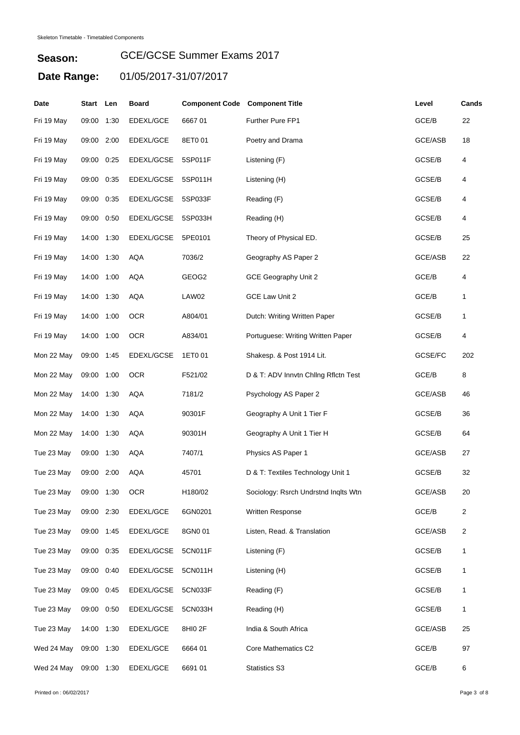Skeleton Timetable - Timetabled Components

**Season:** GCE/GCSE Summer Exams 2017

**Date Range:** 01/05/2017-31/07/2017

| Date | Start | Len | Board | Component Code | Component Title | Level | Cands |
|---|---|---|---|---|---|---|---|
| Fri 19 May | 09:00 | 1:30 | EDEXL/GCE | 6667 01 | Further Pure FP1 | GCE/B | 22 |
| Fri 19 May | 09:00 | 2:00 | EDEXL/GCE | 8ET0 01 | Poetry and Drama | GCE/ASB | 18 |
| Fri 19 May | 09:00 | 0:25 | EDEXL/GCSE | 5SP011F | Listening (F) | GCSE/B | 4 |
| Fri 19 May | 09:00 | 0:35 | EDEXL/GCSE | 5SP011H | Listening (H) | GCSE/B | 4 |
| Fri 19 May | 09:00 | 0:35 | EDEXL/GCSE | 5SP033F | Reading (F) | GCSE/B | 4 |
| Fri 19 May | 09:00 | 0:50 | EDEXL/GCSE | 5SP033H | Reading (H) | GCSE/B | 4 |
| Fri 19 May | 14:00 | 1:30 | EDEXL/GCSE | 5PE0101 | Theory of Physical ED. | GCSE/B | 25 |
| Fri 19 May | 14:00 | 1:30 | AQA | 7036/2 | Geography AS Paper 2 | GCE/ASB | 22 |
| Fri 19 May | 14:00 | 1:00 | AQA | GEOG2 | GCE Geography Unit 2 | GCE/B | 4 |
| Fri 19 May | 14:00 | 1:30 | AQA | LAW02 | GCE Law Unit 2 | GCE/B | 1 |
| Fri 19 May | 14:00 | 1:00 | OCR | A804/01 | Dutch: Writing Written Paper | GCSE/B | 1 |
| Fri 19 May | 14:00 | 1:00 | OCR | A834/01 | Portuguese: Writing Written Paper | GCSE/B | 4 |
| Mon 22 May | 09:00 | 1:45 | EDEXL/GCSE | 1ET0 01 | Shakesp. & Post 1914 Lit. | GCSE/FC | 202 |
| Mon 22 May | 09:00 | 1:00 | OCR | F521/02 | D & T: ADV Innvtn Chllng Rflctn Test | GCE/B | 8 |
| Mon 22 May | 14:00 | 1:30 | AQA | 7181/2 | Psychology AS Paper 2 | GCE/ASB | 46 |
| Mon 22 May | 14:00 | 1:30 | AQA | 90301F | Geography A Unit 1 Tier F | GCSE/B | 36 |
| Mon 22 May | 14:00 | 1:30 | AQA | 90301H | Geography A Unit 1 Tier H | GCSE/B | 64 |
| Tue 23 May | 09:00 | 1:30 | AQA | 7407/1 | Physics AS Paper 1 | GCE/ASB | 27 |
| Tue 23 May | 09:00 | 2:00 | AQA | 45701 | D & T: Textiles Technology Unit 1 | GCSE/B | 32 |
| Tue 23 May | 09:00 | 1:30 | OCR | H180/02 | Sociology: Rsrch Undrstnd Inqlts Wtn | GCE/ASB | 20 |
| Tue 23 May | 09:00 | 2:30 | EDEXL/GCE | 6GN0201 | Written Response | GCE/B | 2 |
| Tue 23 May | 09:00 | 1:45 | EDEXL/GCE | 8GN0 01 | Listen, Read. & Translation | GCE/ASB | 2 |
| Tue 23 May | 09:00 | 0:35 | EDEXL/GCSE | 5CN011F | Listening (F) | GCSE/B | 1 |
| Tue 23 May | 09:00 | 0:40 | EDEXL/GCSE | 5CN011H | Listening (H) | GCSE/B | 1 |
| Tue 23 May | 09:00 | 0:45 | EDEXL/GCSE | 5CN033F | Reading (F) | GCSE/B | 1 |
| Tue 23 May | 09:00 | 0:50 | EDEXL/GCSE | 5CN033H | Reading (H) | GCSE/B | 1 |
| Tue 23 May | 14:00 | 1:30 | EDEXL/GCE | 8HI0 2F | India & South Africa | GCE/ASB | 25 |
| Wed 24 May | 09:00 | 1:30 | EDEXL/GCE | 6664 01 | Core Mathematics C2 | GCE/B | 97 |
| Wed 24 May | 09:00 | 1:30 | EDEXL/GCE | 6691 01 | Statistics S3 | GCE/B | 6 |

Printed on : 06/02/2017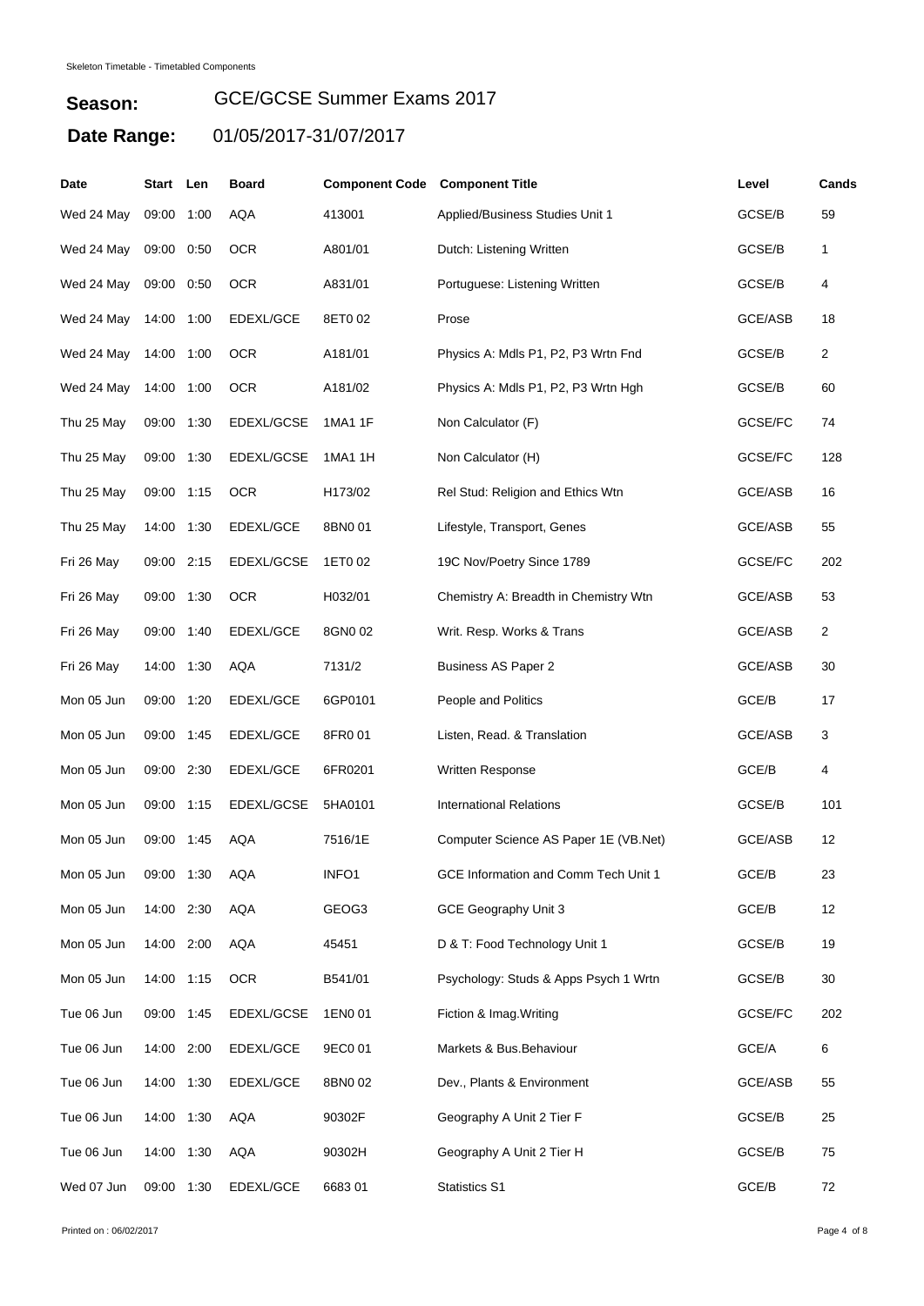Skeleton Timetable - Timetabled Components

**Season:** GCE/GCSE Summer Exams 2017

**Date Range:** 01/05/2017-31/07/2017

| Date | Start | Len | Board | Component Code | Component Title | Level | Cands |
|---|---|---|---|---|---|---|---|
| Wed 24 May | 09:00 | 1:00 | AQA | 413001 | Applied/Business Studies Unit 1 | GCSE/B | 59 |
| Wed 24 May | 09:00 | 0:50 | OCR | A801/01 | Dutch: Listening Written | GCSE/B | 1 |
| Wed 24 May | 09:00 | 0:50 | OCR | A831/01 | Portuguese: Listening Written | GCSE/B | 4 |
| Wed 24 May | 14:00 | 1:00 | EDEXL/GCE | 8ET0 02 | Prose | GCE/ASB | 18 |
| Wed 24 May | 14:00 | 1:00 | OCR | A181/01 | Physics A: Mdls P1, P2, P3 Wrtn Fnd | GCSE/B | 2 |
| Wed 24 May | 14:00 | 1:00 | OCR | A181/02 | Physics A: Mdls P1, P2, P3 Wrtn Hgh | GCSE/B | 60 |
| Thu 25 May | 09:00 | 1:30 | EDEXL/GCSE | 1MA1 1F | Non Calculator (F) | GCSE/FC | 74 |
| Thu 25 May | 09:00 | 1:30 | EDEXL/GCSE | 1MA1 1H | Non Calculator (H) | GCSE/FC | 128 |
| Thu 25 May | 09:00 | 1:15 | OCR | H173/02 | Rel Stud: Religion and Ethics Wtn | GCE/ASB | 16 |
| Thu 25 May | 14:00 | 1:30 | EDEXL/GCE | 8BN0 01 | Lifestyle, Transport, Genes | GCE/ASB | 55 |
| Fri 26 May | 09:00 | 2:15 | EDEXL/GCSE | 1ET0 02 | 19C Nov/Poetry Since 1789 | GCSE/FC | 202 |
| Fri 26 May | 09:00 | 1:30 | OCR | H032/01 | Chemistry A: Breadth in Chemistry Wtn | GCE/ASB | 53 |
| Fri 26 May | 09:00 | 1:40 | EDEXL/GCE | 8GN0 02 | Writ. Resp. Works & Trans | GCE/ASB | 2 |
| Fri 26 May | 14:00 | 1:30 | AQA | 7131/2 | Business AS Paper 2 | GCE/ASB | 30 |
| Mon 05 Jun | 09:00 | 1:20 | EDEXL/GCE | 6GP0101 | People and Politics | GCE/B | 17 |
| Mon 05 Jun | 09:00 | 1:45 | EDEXL/GCE | 8FR0 01 | Listen, Read. & Translation | GCE/ASB | 3 |
| Mon 05 Jun | 09:00 | 2:30 | EDEXL/GCE | 6FR0201 | Written Response | GCE/B | 4 |
| Mon 05 Jun | 09:00 | 1:15 | EDEXL/GCSE | 5HA0101 | International Relations | GCSE/B | 101 |
| Mon 05 Jun | 09:00 | 1:45 | AQA | 7516/1E | Computer Science AS Paper 1E (VB.Net) | GCE/ASB | 12 |
| Mon 05 Jun | 09:00 | 1:30 | AQA | INFO1 | GCE Information and Comm Tech Unit 1 | GCE/B | 23 |
| Mon 05 Jun | 14:00 | 2:30 | AQA | GEOG3 | GCE Geography Unit 3 | GCE/B | 12 |
| Mon 05 Jun | 14:00 | 2:00 | AQA | 45451 | D & T: Food Technology Unit 1 | GCSE/B | 19 |
| Mon 05 Jun | 14:00 | 1:15 | OCR | B541/01 | Psychology: Studs & Apps Psych 1 Wrtn | GCSE/B | 30 |
| Tue 06 Jun | 09:00 | 1:45 | EDEXL/GCSE | 1EN0 01 | Fiction & Imag.Writing | GCSE/FC | 202 |
| Tue 06 Jun | 14:00 | 2:00 | EDEXL/GCE | 9EC0 01 | Markets & Bus.Behaviour | GCE/A | 6 |
| Tue 06 Jun | 14:00 | 1:30 | EDEXL/GCE | 8BN0 02 | Dev., Plants & Environment | GCE/ASB | 55 |
| Tue 06 Jun | 14:00 | 1:30 | AQA | 90302F | Geography A Unit 2 Tier F | GCSE/B | 25 |
| Tue 06 Jun | 14:00 | 1:30 | AQA | 90302H | Geography A Unit 2 Tier H | GCSE/B | 75 |
| Wed 07 Jun | 09:00 | 1:30 | EDEXL/GCE | 6683 01 | Statistics S1 | GCE/B | 72 |

Printed on : 06/02/2017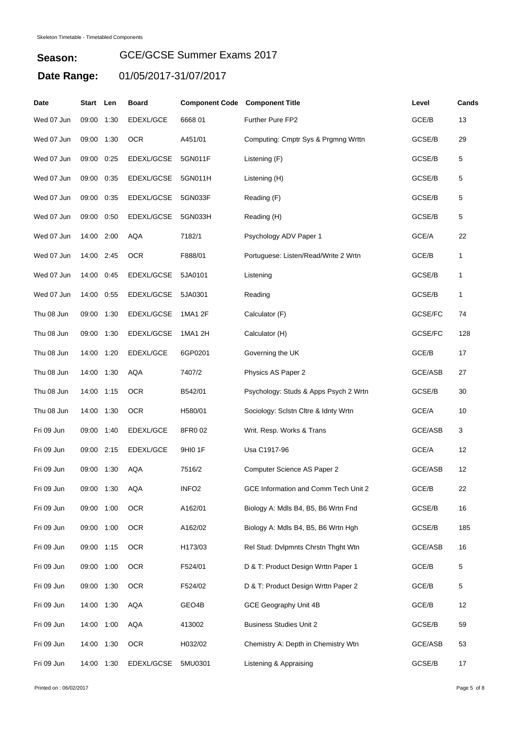Skeleton Timetable - Timetabled Components

**Season:** GCE/GCSE Summer Exams 2017

**Date Range:** 01/05/2017-31/07/2017

| Date | Start | Len | Board | Component Code | Component Title | Level | Cands |
|---|---|---|---|---|---|---|---|
| Wed 07 Jun | 09:00 | 1:30 | EDEXL/GCE | 6668 01 | Further Pure FP2 | GCE/B | 13 |
| Wed 07 Jun | 09:00 | 1:30 | OCR | A451/01 | Computing: Cmptr Sys & Prgmng Wrttn | GCSE/B | 29 |
| Wed 07 Jun | 09:00 | 0:25 | EDEXL/GCSE | 5GN011F | Listening (F) | GCSE/B | 5 |
| Wed 07 Jun | 09:00 | 0:35 | EDEXL/GCSE | 5GN011H | Listening (H) | GCSE/B | 5 |
| Wed 07 Jun | 09:00 | 0:35 | EDEXL/GCSE | 5GN033F | Reading (F) | GCSE/B | 5 |
| Wed 07 Jun | 09:00 | 0:50 | EDEXL/GCSE | 5GN033H | Reading (H) | GCSE/B | 5 |
| Wed 07 Jun | 14:00 | 2:00 | AQA | 7182/1 | Psychology ADV Paper 1 | GCE/A | 22 |
| Wed 07 Jun | 14:00 | 2:45 | OCR | F888/01 | Portuguese: Listen/Read/Write 2 Wrtn | GCE/B | 1 |
| Wed 07 Jun | 14:00 | 0:45 | EDEXL/GCSE | 5JA0101 | Listening | GCSE/B | 1 |
| Wed 07 Jun | 14:00 | 0:55 | EDEXL/GCSE | 5JA0301 | Reading | GCSE/B | 1 |
| Thu 08 Jun | 09:00 | 1:30 | EDEXL/GCSE | 1MA1 2F | Calculator (F) | GCSE/FC | 74 |
| Thu 08 Jun | 09:00 | 1:30 | EDEXL/GCSE | 1MA1 2H | Calculator (H) | GCSE/FC | 128 |
| Thu 08 Jun | 14:00 | 1:20 | EDEXL/GCE | 6GP0201 | Governing the UK | GCE/B | 17 |
| Thu 08 Jun | 14:00 | 1:30 | AQA | 7407/2 | Physics AS Paper 2 | GCE/ASB | 27 |
| Thu 08 Jun | 14:00 | 1:15 | OCR | B542/01 | Psychology: Studs & Apps Psych 2 Wrtn | GCSE/B | 30 |
| Thu 08 Jun | 14:00 | 1:30 | OCR | H580/01 | Sociology: Sclstn Cltre & Idnty Wrtn | GCE/A | 10 |
| Fri 09 Jun | 09:00 | 1:40 | EDEXL/GCE | 8FR0 02 | Writ. Resp. Works & Trans | GCE/ASB | 3 |
| Fri 09 Jun | 09:00 | 2:15 | EDEXL/GCE | 9HI0 1F | Usa C1917-96 | GCE/A | 12 |
| Fri 09 Jun | 09:00 | 1:30 | AQA | 7516/2 | Computer Science AS Paper 2 | GCE/ASB | 12 |
| Fri 09 Jun | 09:00 | 1:30 | AQA | INFO2 | GCE Information and Comm Tech Unit 2 | GCE/B | 22 |
| Fri 09 Jun | 09:00 | 1:00 | OCR | A162/01 | Biology A: Mdls B4, B5, B6 Wrtn Fnd | GCSE/B | 16 |
| Fri 09 Jun | 09:00 | 1:00 | OCR | A162/02 | Biology A: Mdls B4, B5, B6 Wrtn Hgh | GCSE/B | 185 |
| Fri 09 Jun | 09:00 | 1:15 | OCR | H173/03 | Rel Stud: Dvlpmnts Chrstn Thght Wtn | GCE/ASB | 16 |
| Fri 09 Jun | 09:00 | 1:00 | OCR | F524/01 | D & T: Product Design Wrttn Paper 1 | GCE/B | 5 |
| Fri 09 Jun | 09:00 | 1:30 | OCR | F524/02 | D & T: Product Design Wrttn Paper 2 | GCE/B | 5 |
| Fri 09 Jun | 14:00 | 1:30 | AQA | GEO4B | GCE Geography Unit 4B | GCE/B | 12 |
| Fri 09 Jun | 14:00 | 1:00 | AQA | 413002 | Business Studies Unit 2 | GCSE/B | 59 |
| Fri 09 Jun | 14:00 | 1:30 | OCR | H032/02 | Chemistry A: Depth in Chemistry Wtn | GCE/ASB | 53 |
| Fri 09 Jun | 14:00 | 1:30 | EDEXL/GCSE | 5MU0301 | Listening & Appraising | GCSE/B | 17 |

Printed on : 06/02/2017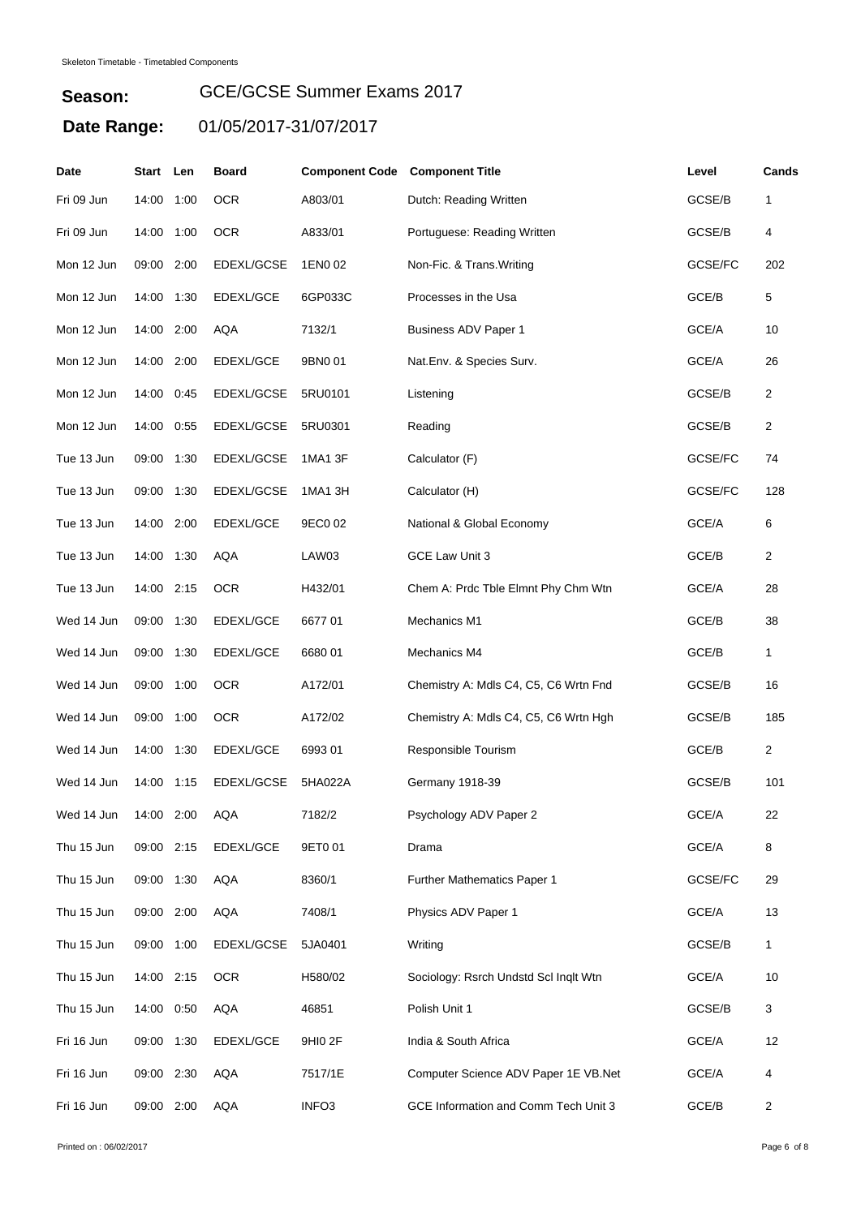Skeleton Timetable - Timetabled Components

**Season:** GCE/GCSE Summer Exams 2017

**Date Range:** 01/05/2017-31/07/2017

| Date | Start | Len | Board | Component Code | Component Title | Level | Cands |
|---|---|---|---|---|---|---|---|
| Fri 09 Jun | 14:00 | 1:00 | OCR | A803/01 | Dutch: Reading Written | GCSE/B | 1 |
| Fri 09 Jun | 14:00 | 1:00 | OCR | A833/01 | Portuguese: Reading Written | GCSE/B | 4 |
| Mon 12 Jun | 09:00 | 2:00 | EDEXL/GCSE | 1EN0 02 | Non-Fic. & Trans.Writing | GCSE/FC | 202 |
| Mon 12 Jun | 14:00 | 1:30 | EDEXL/GCE | 6GP033C | Processes in the Usa | GCE/B | 5 |
| Mon 12 Jun | 14:00 | 2:00 | AQA | 7132/1 | Business ADV Paper 1 | GCE/A | 10 |
| Mon 12 Jun | 14:00 | 2:00 | EDEXL/GCE | 9BN0 01 | Nat.Env. & Species Surv. | GCE/A | 26 |
| Mon 12 Jun | 14:00 | 0:45 | EDEXL/GCSE | 5RU0101 | Listening | GCSE/B | 2 |
| Mon 12 Jun | 14:00 | 0:55 | EDEXL/GCSE | 5RU0301 | Reading | GCSE/B | 2 |
| Tue 13 Jun | 09:00 | 1:30 | EDEXL/GCSE | 1MA1 3F | Calculator (F) | GCSE/FC | 74 |
| Tue 13 Jun | 09:00 | 1:30 | EDEXL/GCSE | 1MA1 3H | Calculator (H) | GCSE/FC | 128 |
| Tue 13 Jun | 14:00 | 2:00 | EDEXL/GCE | 9EC0 02 | National & Global Economy | GCE/A | 6 |
| Tue 13 Jun | 14:00 | 1:30 | AQA | LAW03 | GCE Law Unit 3 | GCE/B | 2 |
| Tue 13 Jun | 14:00 | 2:15 | OCR | H432/01 | Chem A: Prdc Tble Elmnt Phy Chm Wtn | GCE/A | 28 |
| Wed 14 Jun | 09:00 | 1:30 | EDEXL/GCE | 6677 01 | Mechanics M1 | GCE/B | 38 |
| Wed 14 Jun | 09:00 | 1:30 | EDEXL/GCE | 6680 01 | Mechanics M4 | GCE/B | 1 |
| Wed 14 Jun | 09:00 | 1:00 | OCR | A172/01 | Chemistry A: Mdls C4, C5, C6 Wrtn Fnd | GCSE/B | 16 |
| Wed 14 Jun | 09:00 | 1:00 | OCR | A172/02 | Chemistry A: Mdls C4, C5, C6 Wrtn Hgh | GCSE/B | 185 |
| Wed 14 Jun | 14:00 | 1:30 | EDEXL/GCE | 6993 01 | Responsible Tourism | GCE/B | 2 |
| Wed 14 Jun | 14:00 | 1:15 | EDEXL/GCSE | 5HA022A | Germany 1918-39 | GCSE/B | 101 |
| Wed 14 Jun | 14:00 | 2:00 | AQA | 7182/2 | Psychology ADV Paper 2 | GCE/A | 22 |
| Thu 15 Jun | 09:00 | 2:15 | EDEXL/GCE | 9ET0 01 | Drama | GCE/A | 8 |
| Thu 15 Jun | 09:00 | 1:30 | AQA | 8360/1 | Further Mathematics Paper 1 | GCSE/FC | 29 |
| Thu 15 Jun | 09:00 | 2:00 | AQA | 7408/1 | Physics ADV Paper 1 | GCE/A | 13 |
| Thu 15 Jun | 09:00 | 1:00 | EDEXL/GCSE | 5JA0401 | Writing | GCSE/B | 1 |
| Thu 15 Jun | 14:00 | 2:15 | OCR | H580/02 | Sociology: Rsrch Undstd Scl Inqlt Wtn | GCE/A | 10 |
| Thu 15 Jun | 14:00 | 0:50 | AQA | 46851 | Polish Unit 1 | GCSE/B | 3 |
| Fri 16 Jun | 09:00 | 1:30 | EDEXL/GCE | 9HI0 2F | India & South Africa | GCE/A | 12 |
| Fri 16 Jun | 09:00 | 2:30 | AQA | 7517/1E | Computer Science ADV Paper 1E VB.Net | GCE/A | 4 |
| Fri 16 Jun | 09:00 | 2:00 | AQA | INFO3 | GCE Information and Comm Tech Unit 3 | GCE/B | 2 |

Printed on : 06/02/2017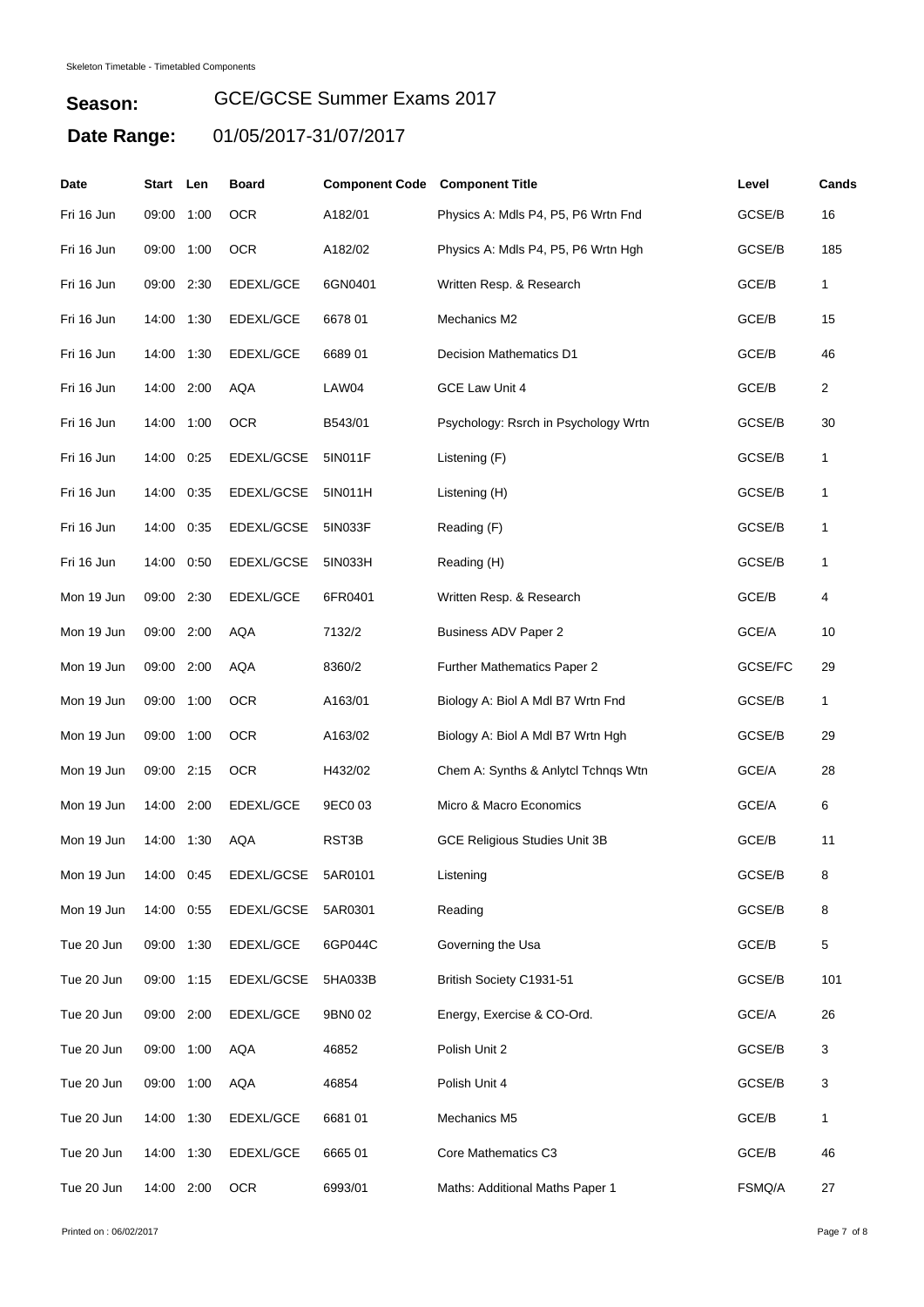Skeleton Timetable - Timetabled Components

**Season:** GCE/GCSE Summer Exams 2017

**Date Range:** 01/05/2017-31/07/2017

| Date | Start | Len | Board | Component Code | Component Title | Level | Cands |
|---|---|---|---|---|---|---|---|
| Fri 16 Jun | 09:00 | 1:00 | OCR | A182/01 | Physics A: Mdls P4, P5, P6 Wrtn Fnd | GCSE/B | 16 |
| Fri 16 Jun | 09:00 | 1:00 | OCR | A182/02 | Physics A: Mdls P4, P5, P6 Wrtn Hgh | GCSE/B | 185 |
| Fri 16 Jun | 09:00 | 2:30 | EDEXL/GCE | 6GN0401 | Written Resp. & Research | GCE/B | 1 |
| Fri 16 Jun | 14:00 | 1:30 | EDEXL/GCE | 6678 01 | Mechanics M2 | GCE/B | 15 |
| Fri 16 Jun | 14:00 | 1:30 | EDEXL/GCE | 6689 01 | Decision Mathematics D1 | GCE/B | 46 |
| Fri 16 Jun | 14:00 | 2:00 | AQA | LAW04 | GCE Law Unit 4 | GCE/B | 2 |
| Fri 16 Jun | 14:00 | 1:00 | OCR | B543/01 | Psychology: Rsrch in Psychology Wrtn | GCSE/B | 30 |
| Fri 16 Jun | 14:00 | 0:25 | EDEXL/GCSE | 5IN011F | Listening (F) | GCSE/B | 1 |
| Fri 16 Jun | 14:00 | 0:35 | EDEXL/GCSE | 5IN011H | Listening (H) | GCSE/B | 1 |
| Fri 16 Jun | 14:00 | 0:35 | EDEXL/GCSE | 5IN033F | Reading (F) | GCSE/B | 1 |
| Fri 16 Jun | 14:00 | 0:50 | EDEXL/GCSE | 5IN033H | Reading (H) | GCSE/B | 1 |
| Mon 19 Jun | 09:00 | 2:30 | EDEXL/GCE | 6FR0401 | Written Resp. & Research | GCE/B | 4 |
| Mon 19 Jun | 09:00 | 2:00 | AQA | 7132/2 | Business ADV Paper 2 | GCE/A | 10 |
| Mon 19 Jun | 09:00 | 2:00 | AQA | 8360/2 | Further Mathematics Paper 2 | GCSE/FC | 29 |
| Mon 19 Jun | 09:00 | 1:00 | OCR | A163/01 | Biology A: Biol A Mdl B7 Wrtn Fnd | GCSE/B | 1 |
| Mon 19 Jun | 09:00 | 1:00 | OCR | A163/02 | Biology A: Biol A Mdl B7 Wrtn Hgh | GCSE/B | 29 |
| Mon 19 Jun | 09:00 | 2:15 | OCR | H432/02 | Chem A: Synths & Anlytcl Tchnqs Wtn | GCE/A | 28 |
| Mon 19 Jun | 14:00 | 2:00 | EDEXL/GCE | 9EC0 03 | Micro & Macro Economics | GCE/A | 6 |
| Mon 19 Jun | 14:00 | 1:30 | AQA | RST3B | GCE Religious Studies Unit 3B | GCE/B | 11 |
| Mon 19 Jun | 14:00 | 0:45 | EDEXL/GCSE | 5AR0101 | Listening | GCSE/B | 8 |
| Mon 19 Jun | 14:00 | 0:55 | EDEXL/GCSE | 5AR0301 | Reading | GCSE/B | 8 |
| Tue 20 Jun | 09:00 | 1:30 | EDEXL/GCE | 6GP044C | Governing the Usa | GCE/B | 5 |
| Tue 20 Jun | 09:00 | 1:15 | EDEXL/GCSE | 5HA033B | British Society C1931-51 | GCSE/B | 101 |
| Tue 20 Jun | 09:00 | 2:00 | EDEXL/GCE | 9BN0 02 | Energy, Exercise & CO-Ord. | GCE/A | 26 |
| Tue 20 Jun | 09:00 | 1:00 | AQA | 46852 | Polish Unit 2 | GCSE/B | 3 |
| Tue 20 Jun | 09:00 | 1:00 | AQA | 46854 | Polish Unit 4 | GCSE/B | 3 |
| Tue 20 Jun | 14:00 | 1:30 | EDEXL/GCE | 6681 01 | Mechanics M5 | GCE/B | 1 |
| Tue 20 Jun | 14:00 | 1:30 | EDEXL/GCE | 6665 01 | Core Mathematics C3 | GCE/B | 46 |
| Tue 20 Jun | 14:00 | 2:00 | OCR | 6993/01 | Maths: Additional Maths Paper 1 | FSMQ/A | 27 |

Printed on : 06/02/2017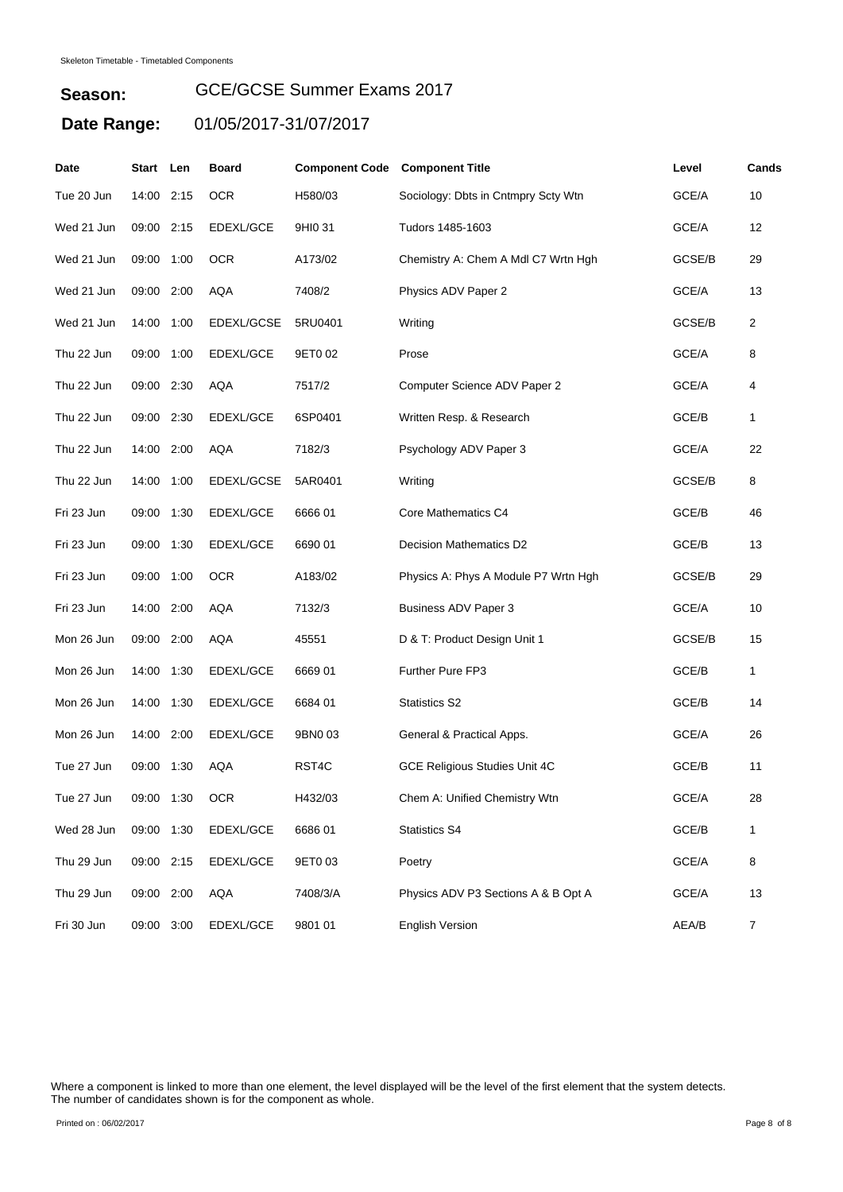Skeleton Timetable - Timetabled Components

**Season:** GCE/GCSE Summer Exams 2017

**Date Range:** 01/05/2017-31/07/2017

| Date | Start | Len | Board | Component Code | Component Title | Level | Cands |
|---|---|---|---|---|---|---|---|
| Tue 20 Jun | 14:00 | 2:15 | OCR | H580/03 | Sociology: Dbts in Cntmpry Scty Wtn | GCE/A | 10 |
| Wed 21 Jun | 09:00 | 2:15 | EDEXL/GCE | 9HI0 31 | Tudors 1485-1603 | GCE/A | 12 |
| Wed 21 Jun | 09:00 | 1:00 | OCR | A173/02 | Chemistry A: Chem A Mdl C7 Wrtn Hgh | GCSE/B | 29 |
| Wed 21 Jun | 09:00 | 2:00 | AQA | 7408/2 | Physics ADV Paper 2 | GCE/A | 13 |
| Wed 21 Jun | 14:00 | 1:00 | EDEXL/GCSE | 5RU0401 | Writing | GCSE/B | 2 |
| Thu 22 Jun | 09:00 | 1:00 | EDEXL/GCE | 9ET0 02 | Prose | GCE/A | 8 |
| Thu 22 Jun | 09:00 | 2:30 | AQA | 7517/2 | Computer Science ADV Paper 2 | GCE/A | 4 |
| Thu 22 Jun | 09:00 | 2:30 | EDEXL/GCE | 6SP0401 | Written Resp. & Research | GCE/B | 1 |
| Thu 22 Jun | 14:00 | 2:00 | AQA | 7182/3 | Psychology ADV Paper 3 | GCE/A | 22 |
| Thu 22 Jun | 14:00 | 1:00 | EDEXL/GCSE | 5AR0401 | Writing | GCSE/B | 8 |
| Fri 23 Jun | 09:00 | 1:30 | EDEXL/GCE | 6666 01 | Core Mathematics C4 | GCE/B | 46 |
| Fri 23 Jun | 09:00 | 1:30 | EDEXL/GCE | 6690 01 | Decision Mathematics D2 | GCE/B | 13 |
| Fri 23 Jun | 09:00 | 1:00 | OCR | A183/02 | Physics A: Phys A Module P7 Wrtn Hgh | GCSE/B | 29 |
| Fri 23 Jun | 14:00 | 2:00 | AQA | 7132/3 | Business ADV Paper 3 | GCE/A | 10 |
| Mon 26 Jun | 09:00 | 2:00 | AQA | 45551 | D & T: Product Design Unit 1 | GCSE/B | 15 |
| Mon 26 Jun | 14:00 | 1:30 | EDEXL/GCE | 6669 01 | Further Pure FP3 | GCE/B | 1 |
| Mon 26 Jun | 14:00 | 1:30 | EDEXL/GCE | 6684 01 | Statistics S2 | GCE/B | 14 |
| Mon 26 Jun | 14:00 | 2:00 | EDEXL/GCE | 9BN0 03 | General & Practical Apps. | GCE/A | 26 |
| Tue 27 Jun | 09:00 | 1:30 | AQA | RST4C | GCE Religious Studies Unit 4C | GCE/B | 11 |
| Tue 27 Jun | 09:00 | 1:30 | OCR | H432/03 | Chem A: Unified Chemistry Wtn | GCE/A | 28 |
| Wed 28 Jun | 09:00 | 1:30 | EDEXL/GCE | 6686 01 | Statistics S4 | GCE/B | 1 |
| Thu 29 Jun | 09:00 | 2:15 | EDEXL/GCE | 9ET0 03 | Poetry | GCE/A | 8 |
| Thu 29 Jun | 09:00 | 2:00 | AQA | 7408/3/A | Physics ADV P3 Sections A & B Opt A | GCE/A | 13 |
| Fri 30 Jun | 09:00 | 3:00 | EDEXL/GCE | 9801 01 | English Version | AEA/B | 7 |

Where a component is linked to more than one element, the level displayed will be the level of the first element that the system detects.
The number of candidates shown is for the component as whole.

Printed on : 06/02/2017